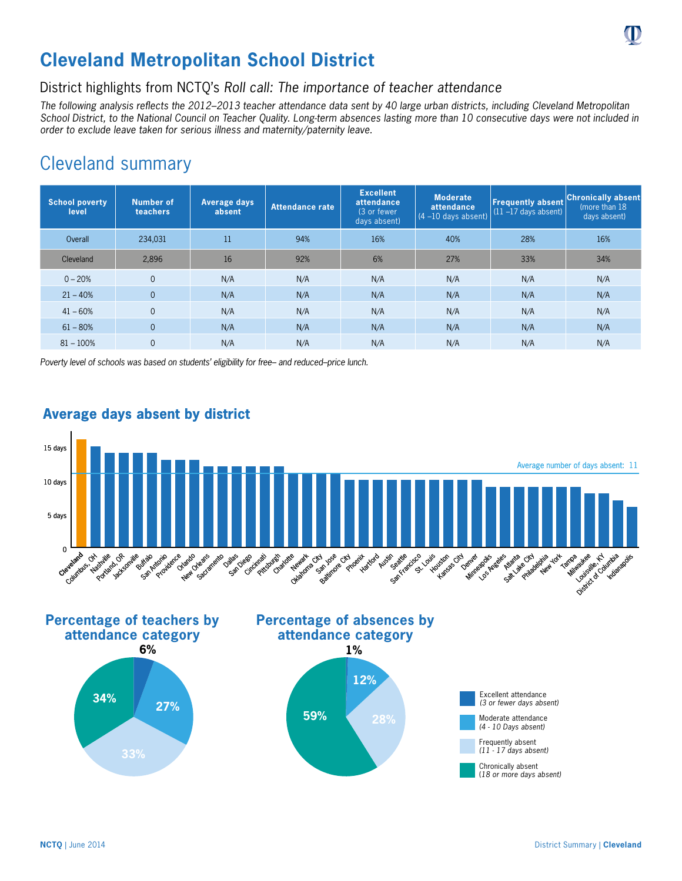# Cleveland Metropolitan School District

## District highlights from NCTQ's *Roll call: The importance of teacher attendance*

*The following analysis reflects the 2012–2013 teacher attendance data sent by 40 large urban districts, including Cleveland Metropolitan School District, to the National Council on Teacher Quality. Long-term absences lasting more than 10 consecutive days were not included in order to exclude leave taken for serious illness and maternity/paternity leave.*

## Cleveland summary

| School poverty level | Number of teachers | Average days absent | Attendance rate | Excellent attendance (3 or fewer days absent) | Moderate attendance (4 –10 days absent) | Frequently absent (11 –17 days absent) | Chronically absent (more than 18 days absent) |
|---|---|---|---|---|---|---|---|
| Overall | 234,031 | 11 | 94% | 16% | 40% | 28% | 16% |
| Cleveland | 2,896 | 16 | 92% | 6% | 27% | 33% | 34% |
| 0 – 20% | 0 | N/A | N/A | N/A | N/A | N/A | N/A |
| 21 – 40% | 0 | N/A | N/A | N/A | N/A | N/A | N/A |
| 41 – 60% | 0 | N/A | N/A | N/A | N/A | N/A | N/A |
| 61 – 80% | 0 | N/A | N/A | N/A | N/A | N/A | N/A |
| 81 – 100% | 0 | N/A | N/A | N/A | N/A | N/A | N/A |

*Poverty level of schools was based on students' eligibility for free– and reduced–price lunch.*

### Average days absent by district

Average number of days absent: 11

Districts shown (highest to lowest): Cleveland, Columbus, OH, Nashville, Portland, OR, Jacksonville, Buffalo, San Antonio, Providence, Orlando, New Orleans, Sacramento, Dallas, San Diego, Cincinnati, Pittsburgh, Charlotte, Newark, Oklahoma City, San Jose, Baltimore City, Phoenix, Hartford, Austin, Seattle, San Francisco, St. Louis, Houston, Kansas City, Denver, Minneapolis, Los Angeles, Atlanta, Salt Lake City, Philadelphia, New York, Tampa, Milwaukee, Louisville, KY, District of Columbia, Indianapolis

### Percentage of teachers by attendance category

- Excellent attendance (3 or fewer days absent): 6%
- Moderate attendance (4 - 10 Days absent): 27%
- Frequently absent (11 - 17 days absent): 33%
- Chronically absent (18 or more days absent): 34%

### Percentage of absences by attendance category

- Excellent attendance (3 or fewer days absent): 1%
- Moderate attendance (4 - 10 Days absent): 12%
- Frequently absent (11 - 17 days absent): 28%
- Chronically absent (18 or more days absent): 59%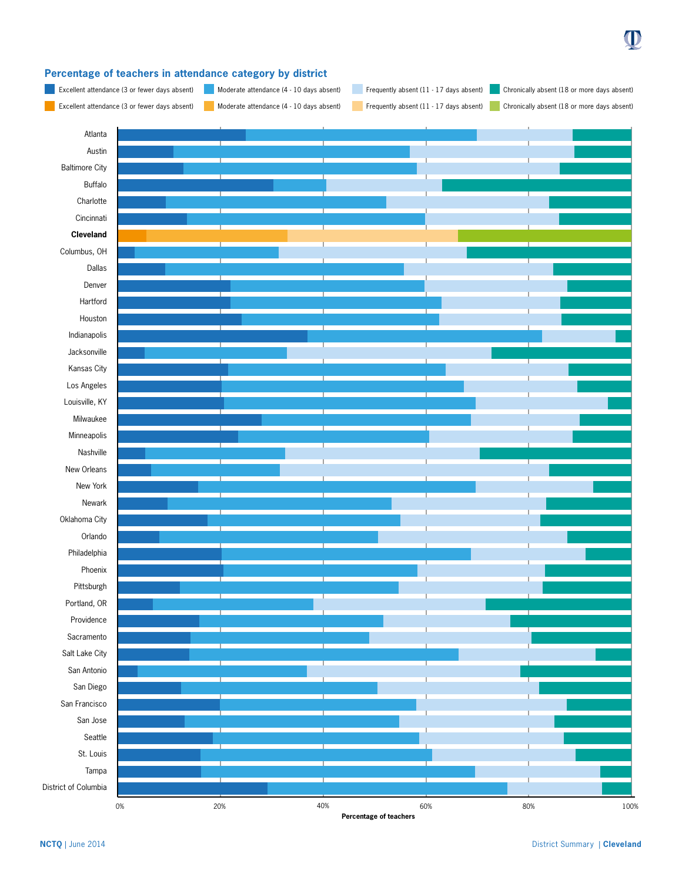## Percentage of teachers in attendance category by district

Excellent attendance (3 or fewer days absent)
Moderate attendance (4 - 10 days absent)
Frequently absent (11 - 17 days absent)
Chronically absent (18 or more days absent)
Excellent attendance (3 or fewer days absent)
Moderate attendance (4 - 10 days absent)
Frequently absent (11 - 17 days absent)
Chronically absent (18 or more days absent)

Atlanta
Austin
Baltimore City
Buffalo
Charlotte
Cincinnati
**Cleveland**
Columbus, OH
Dallas
Denver
Hartford
Houston
Indianapolis
Jacksonville
Kansas City
Los Angeles
Louisville, KY
Milwaukee
Minneapolis
Nashville
New Orleans
New York
Newark
Oklahoma City
Orlando
Philadelphia
Phoenix
Pittsburgh
Portland, OR
Providence
Sacramento
Salt Lake City
San Antonio
San Diego
San Francisco
San Jose
Seattle
St. Louis
Tampa
District of Columbia

0%
20%
40%
60%
80%
100%

**Percentage of teachers**

**NCTQ** | June 2014

District Summary | **Cleveland**